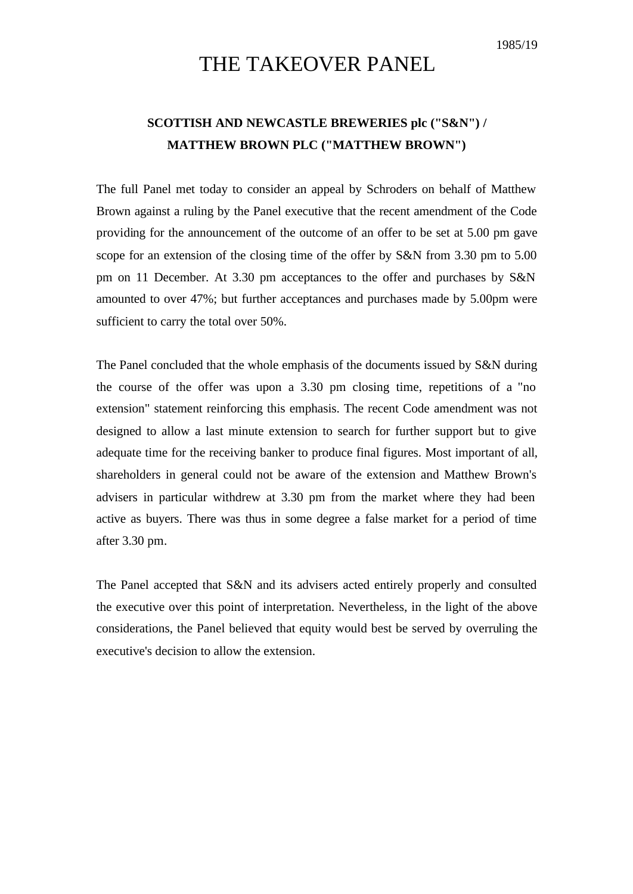1985/19

# THE TAKEOVER PANEL

**SCOTTISH AND NEWCASTLE BREWERIES plc ("S&N") / MATTHEW BROWN PLC ("MATTHEW BROWN")**

The full Panel met today to consider an appeal by Schroders on behalf of Matthew Brown against a ruling by the Panel executive that the recent amendment of the Code providing for the announcement of the outcome of an offer to be set at 5.00 pm gave scope for an extension of the closing time of the offer by S&N from 3.30 pm to 5.00 pm on 11 December. At 3.30 pm acceptances to the offer and purchases by S&N amounted to over 47%; but further acceptances and purchases made by 5.00pm were sufficient to carry the total over 50%.

The Panel concluded that the whole emphasis of the documents issued by S&N during the course of the offer was upon a 3.30 pm closing time, repetitions of a "no extension" statement reinforcing this emphasis. The recent Code amendment was not designed to allow a last minute extension to search for further support but to give adequate time for the receiving banker to produce final figures. Most important of all, shareholders in general could not be aware of the extension and Matthew Brown's advisers in particular withdrew at 3.30 pm from the market where they had been active as buyers. There was thus in some degree a false market for a period of time after 3.30 pm.

The Panel accepted that S&N and its advisers acted entirely properly and consulted the executive over this point of interpretation. Nevertheless, in the light of the above considerations, the Panel believed that equity would best be served by overruling the executive's decision to allow the extension.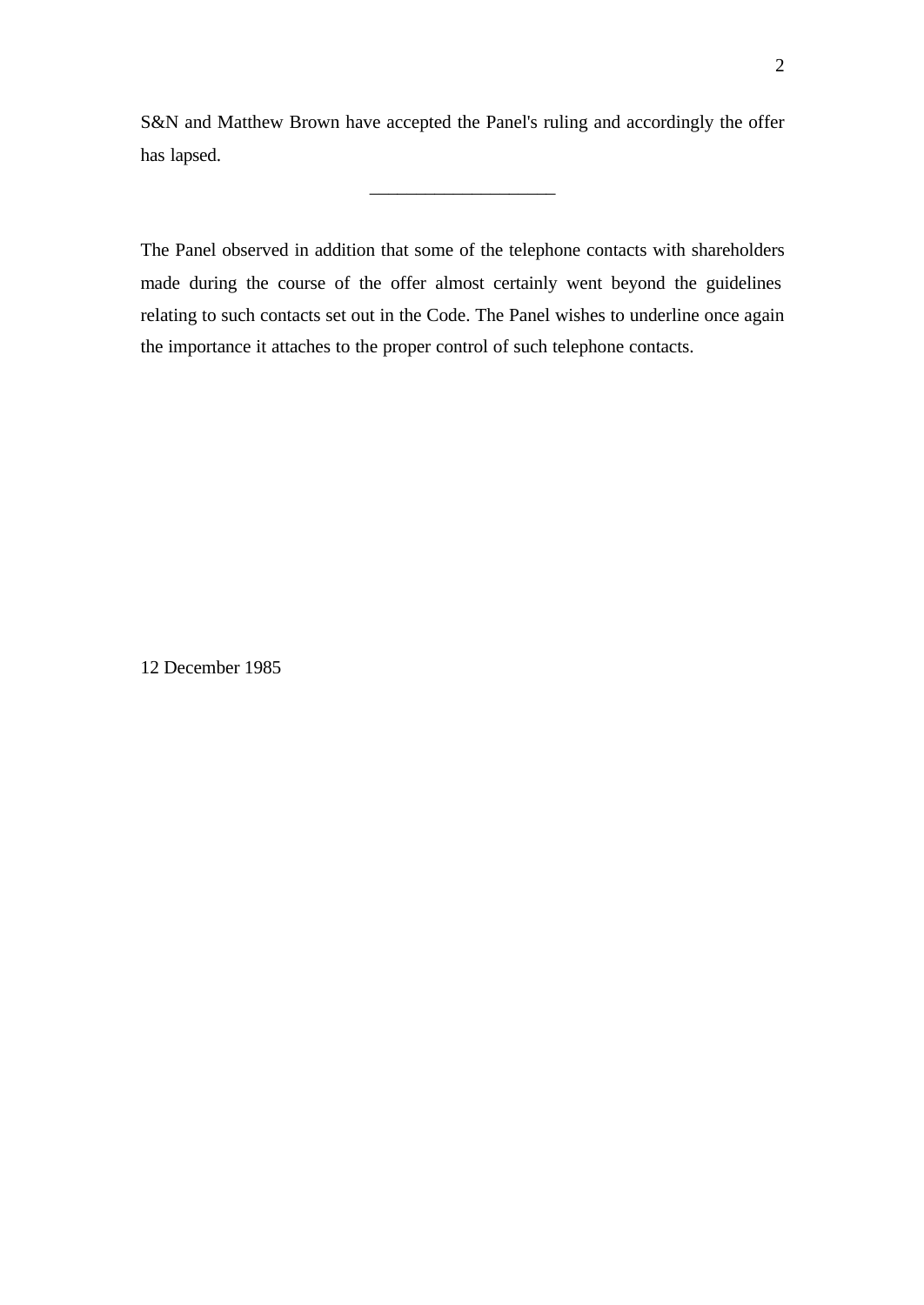S&N and Matthew Brown have accepted the Panel's ruling and accordingly the offer has lapsed.

---

The Panel observed in addition that some of the telephone contacts with shareholders made during the course of the offer almost certainly went beyond the guidelines relating to such contacts set out in the Code. The Panel wishes to underline once again the importance it attaches to the proper control of such telephone contacts.

12 December 1985